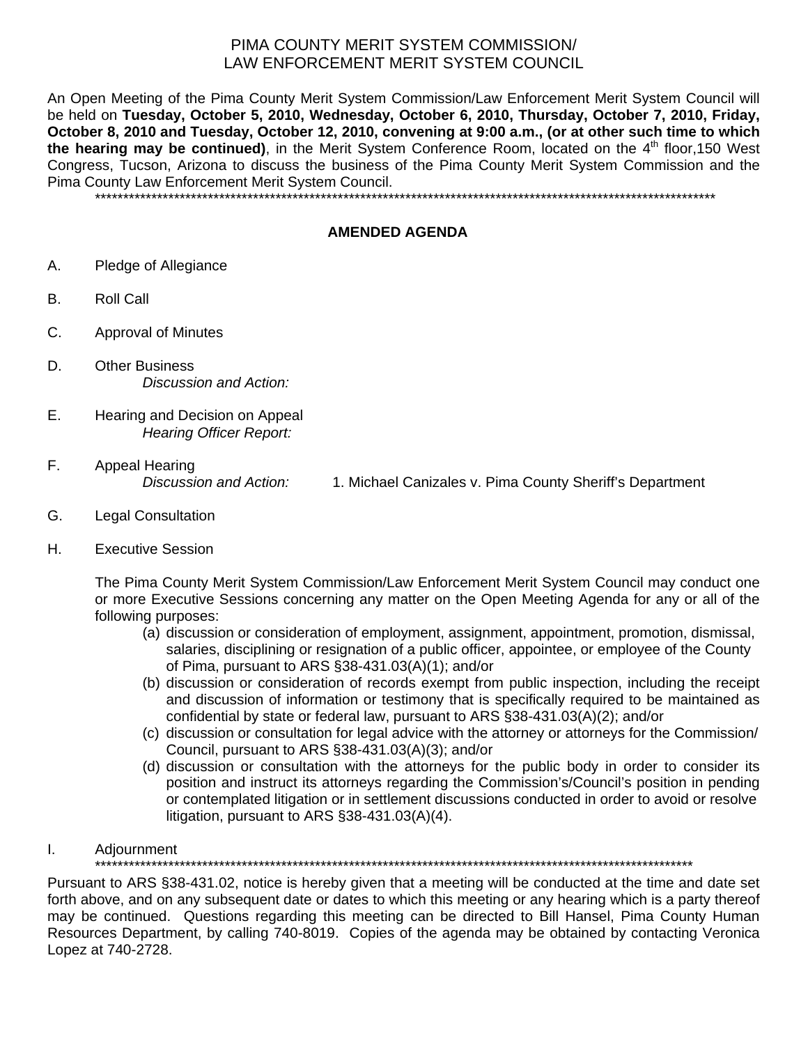# PIMA COUNTY MERIT SYSTEM COMMISSION/
# LAW ENFORCEMENT MERIT SYSTEM COUNCIL

An Open Meeting of the Pima County Merit System Commission/Law Enforcement Merit System Council will be held on **Tuesday, October 5, 2010, Wednesday, October 6, 2010, Thursday, October 7, 2010, Friday, October 8, 2010 and Tuesday, October 12, 2010, convening at 9:00 a.m., (or at other such time to which the hearing may be continued)**, in the Merit System Conference Room, located on the 4th floor,150 West Congress, Tucson, Arizona to discuss the business of the Pima County Merit System Commission and the Pima County Law Enforcement Merit System Council.

\*\*\*\*\*\*\*\*\*\*\*\*\*\*\*\*\*\*\*\*\*\*\*\*\*\*\*\*\*\*\*\*\*\*\*\*\*\*\*\*\*\*\*\*\*\*\*\*\*\*\*\*\*\*\*\*\*\*\*\*\*\*\*\*\*\*\*\*\*\*\*\*\*\*\*\*\*\*\*\*\*\*\*\*\*\*\*\*\*\*\*\*\*\*\*\*\*\*\*\*\*\*\*\*\*\*\*\*\*\*

## AMENDED AGENDA

A. Pledge of Allegiance

B. Roll Call

C. Approval of Minutes

D. Other Business
   *Discussion and Action:*

E. Hearing and Decision on Appeal
   *Hearing Officer Report:*

F. Appeal Hearing
   *Discussion and Action:* 1. Michael Canizales v. Pima County Sheriff's Department

G. Legal Consultation

H. Executive Session

   The Pima County Merit System Commission/Law Enforcement Merit System Council may conduct one or more Executive Sessions concerning any matter on the Open Meeting Agenda for any or all of the following purposes:

   (a) discussion or consideration of employment, assignment, appointment, promotion, dismissal, salaries, disciplining or resignation of a public officer, appointee, or employee of the County of Pima, pursuant to ARS §38-431.03(A)(1); and/or
   (b) discussion or consideration of records exempt from public inspection, including the receipt and discussion of information or testimony that is specifically required to be maintained as confidential by state or federal law, pursuant to ARS §38-431.03(A)(2); and/or
   (c) discussion or consultation for legal advice with the attorney or attorneys for the Commission/Council, pursuant to ARS §38-431.03(A)(3); and/or
   (d) discussion or consultation with the attorneys for the public body in order to consider its position and instruct its attorneys regarding the Commission's/Council's position in pending or contemplated litigation or in settlement discussions conducted in order to avoid or resolve litigation, pursuant to ARS §38-431.03(A)(4).

I. Adjournment

\*\*\*\*\*\*\*\*\*\*\*\*\*\*\*\*\*\*\*\*\*\*\*\*\*\*\*\*\*\*\*\*\*\*\*\*\*\*\*\*\*\*\*\*\*\*\*\*\*\*\*\*\*\*\*\*\*\*\*\*\*\*\*\*\*\*\*\*\*\*\*\*\*\*\*\*\*\*\*\*\*\*\*\*\*\*\*\*\*\*\*\*\*\*\*\*\*\*\*\*\*\*\*\*\*\*\*

Pursuant to ARS §38-431.02, notice is hereby given that a meeting will be conducted at the time and date set forth above, and on any subsequent date or dates to which this meeting or any hearing which is a party thereof may be continued. Questions regarding this meeting can be directed to Bill Hansel, Pima County Human Resources Department, by calling 740-8019. Copies of the agenda may be obtained by contacting Veronica Lopez at 740-2728.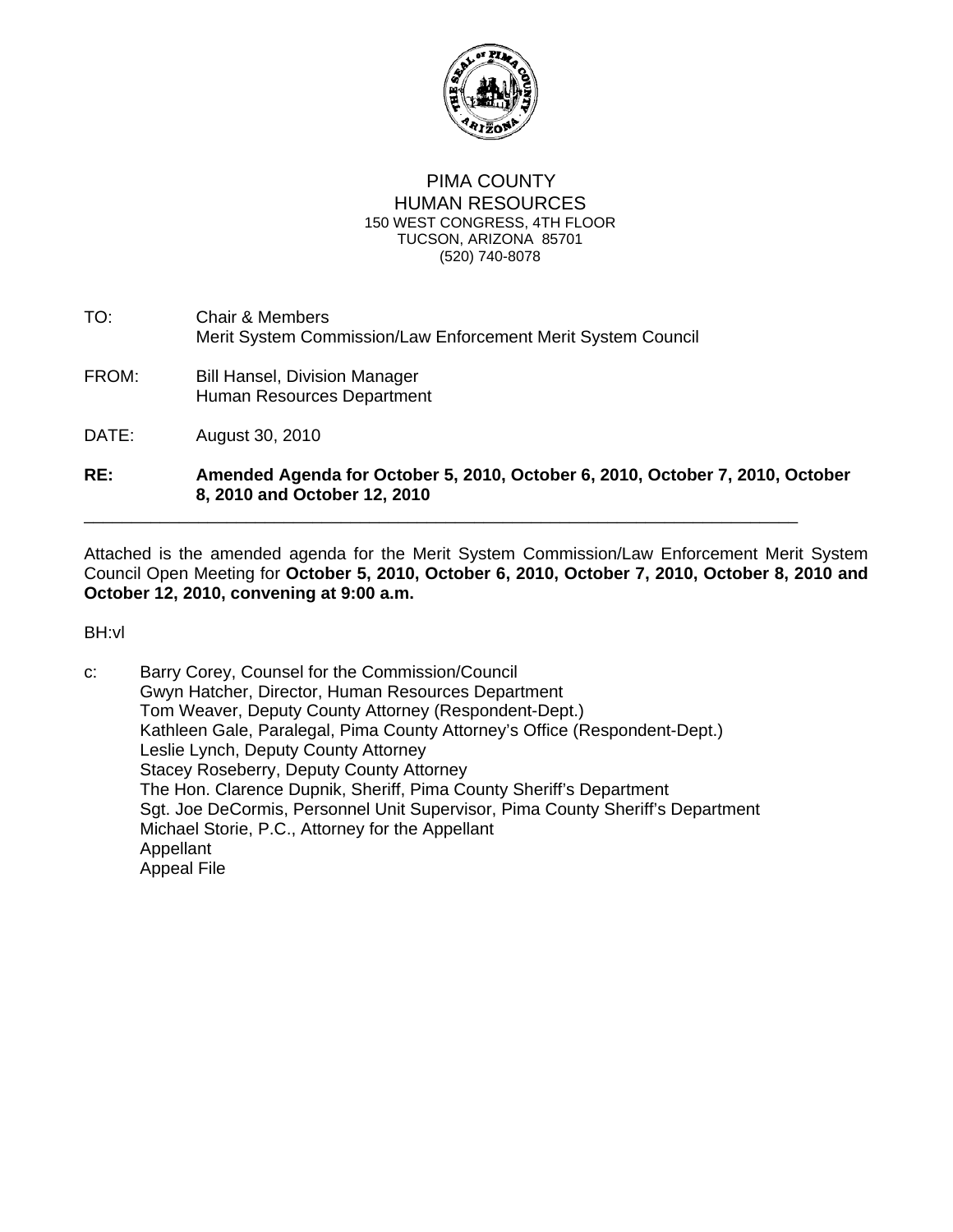PIMA COUNTY
HUMAN RESOURCES
150 WEST CONGRESS, 4TH FLOOR
TUCSON, ARIZONA 85701
(520) 740-8078

TO: Chair & Members
Merit System Commission/Law Enforcement Merit System Council

FROM: Bill Hansel, Division Manager
Human Resources Department

DATE: August 30, 2010

**RE: Amended Agenda for October 5, 2010, October 6, 2010, October 7, 2010, October 8, 2010 and October 12, 2010**

---

Attached is the amended agenda for the Merit System Commission/Law Enforcement Merit System Council Open Meeting for **October 5, 2010, October 6, 2010, October 7, 2010, October 8, 2010 and October 12, 2010, convening at 9:00 a.m.**

BH:vl

c: Barry Corey, Counsel for the Commission/Council
Gwyn Hatcher, Director, Human Resources Department
Tom Weaver, Deputy County Attorney (Respondent-Dept.)
Kathleen Gale, Paralegal, Pima County Attorney's Office (Respondent-Dept.)
Leslie Lynch, Deputy County Attorney
Stacey Roseberry, Deputy County Attorney
The Hon. Clarence Dupnik, Sheriff, Pima County Sheriff's Department
Sgt. Joe DeCormis, Personnel Unit Supervisor, Pima County Sheriff's Department
Michael Storie, P.C., Attorney for the Appellant
Appellant
Appeal File